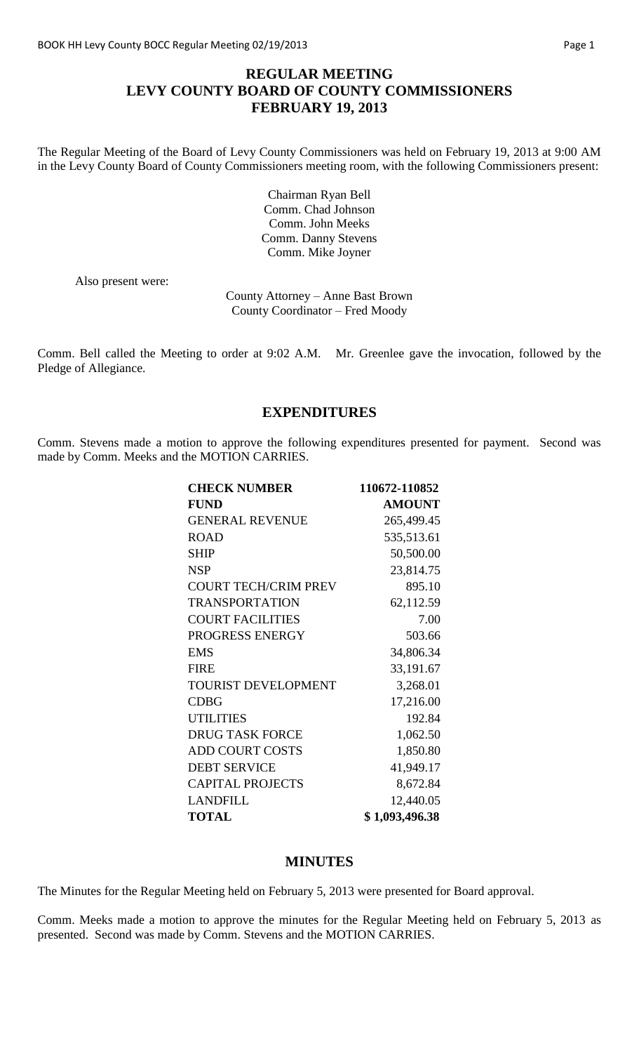# REGULAR MEETING
# LEVY COUNTY BOARD OF COUNTY COMMISSIONERS
# FEBRUARY 19, 2013

The Regular Meeting of the Board of Levy County Commissioners was held on February 19, 2013 at 9:00 AM in the Levy County Board of County Commissioners meeting room, with the following Commissioners present:

Chairman Ryan Bell
Comm. Chad Johnson
Comm. John Meeks
Comm. Danny Stevens
Comm. Mike Joyner

Also present were:

County Attorney – Anne Bast Brown
County Coordinator – Fred Moody

Comm. Bell called the Meeting to order at 9:02 A.M. Mr. Greenlee gave the invocation, followed by the Pledge of Allegiance.

## EXPENDITURES

Comm. Stevens made a motion to approve the following expenditures presented for payment. Second was made by Comm. Meeks and the MOTION CARRIES.

| **CHECK NUMBER** | **110672-110852** |
|---|---|
| **FUND** | **AMOUNT** |
| GENERAL REVENUE | 265,499.45 |
| ROAD | 535,513.61 |
| SHIP | 50,500.00 |
| NSP | 23,814.75 |
| COURT TECH/CRIM PREV | 895.10 |
| TRANSPORTATION | 62,112.59 |
| COURT FACILITIES | 7.00 |
| PROGRESS ENERGY | 503.66 |
| EMS | 34,806.34 |
| FIRE | 33,191.67 |
| TOURIST DEVELOPMENT | 3,268.01 |
| CDBG | 17,216.00 |
| UTILITIES | 192.84 |
| DRUG TASK FORCE | 1,062.50 |
| ADD COURT COSTS | 1,850.80 |
| DEBT SERVICE | 41,949.17 |
| CAPITAL PROJECTS | 8,672.84 |
| LANDFILL | 12,440.05 |
| **TOTAL** | **$ 1,093,496.38** |

## MINUTES

The Minutes for the Regular Meeting held on February 5, 2013 were presented for Board approval.

Comm. Meeks made a motion to approve the minutes for the Regular Meeting held on February 5, 2013 as presented. Second was made by Comm. Stevens and the MOTION CARRIES.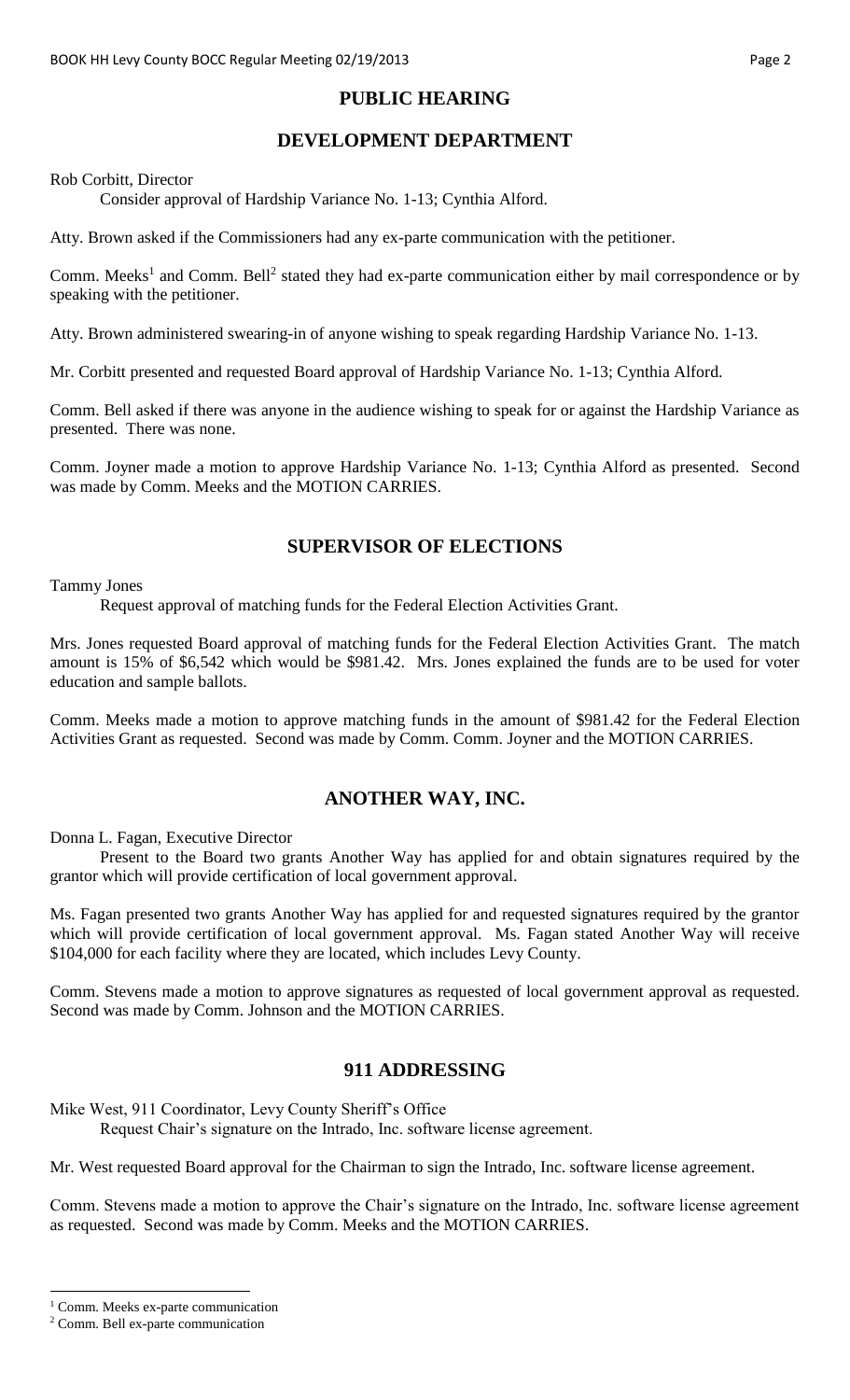## PUBLIC HEARING

## DEVELOPMENT DEPARTMENT

Rob Corbitt, Director

Consider approval of Hardship Variance No. 1-13; Cynthia Alford.

Atty. Brown asked if the Commissioners had any ex-parte communication with the petitioner.

Comm. Meeks[1] and Comm. Bell[2] stated they had ex-parte communication either by mail correspondence or by speaking with the petitioner.

Atty. Brown administered swearing-in of anyone wishing to speak regarding Hardship Variance No. 1-13.

Mr. Corbitt presented and requested Board approval of Hardship Variance No. 1-13; Cynthia Alford.

Comm. Bell asked if there was anyone in the audience wishing to speak for or against the Hardship Variance as presented. There was none.

Comm. Joyner made a motion to approve Hardship Variance No. 1-13; Cynthia Alford as presented. Second was made by Comm. Meeks and the MOTION CARRIES.

## SUPERVISOR OF ELECTIONS

Tammy Jones

Request approval of matching funds for the Federal Election Activities Grant.

Mrs. Jones requested Board approval of matching funds for the Federal Election Activities Grant. The match amount is 15% of $6,542 which would be $981.42. Mrs. Jones explained the funds are to be used for voter education and sample ballots.

Comm. Meeks made a motion to approve matching funds in the amount of $981.42 for the Federal Election Activities Grant as requested. Second was made by Comm. Comm. Joyner and the MOTION CARRIES.

## ANOTHER WAY, INC.

Donna L. Fagan, Executive Director

Present to the Board two grants Another Way has applied for and obtain signatures required by the grantor which will provide certification of local government approval.

Ms. Fagan presented two grants Another Way has applied for and requested signatures required by the grantor which will provide certification of local government approval. Ms. Fagan stated Another Way will receive $104,000 for each facility where they are located, which includes Levy County.

Comm. Stevens made a motion to approve signatures as requested of local government approval as requested. Second was made by Comm. Johnson and the MOTION CARRIES.

## 911 ADDRESSING

Mike West, 911 Coordinator, Levy County Sheriff's Office

Request Chair's signature on the Intrado, Inc. software license agreement.

Mr. West requested Board approval for the Chairman to sign the Intrado, Inc. software license agreement.

Comm. Stevens made a motion to approve the Chair's signature on the Intrado, Inc. software license agreement as requested. Second was made by Comm. Meeks and the MOTION CARRIES.

---

[1] Comm. Meeks ex-parte communication

[2] Comm. Bell ex-parte communication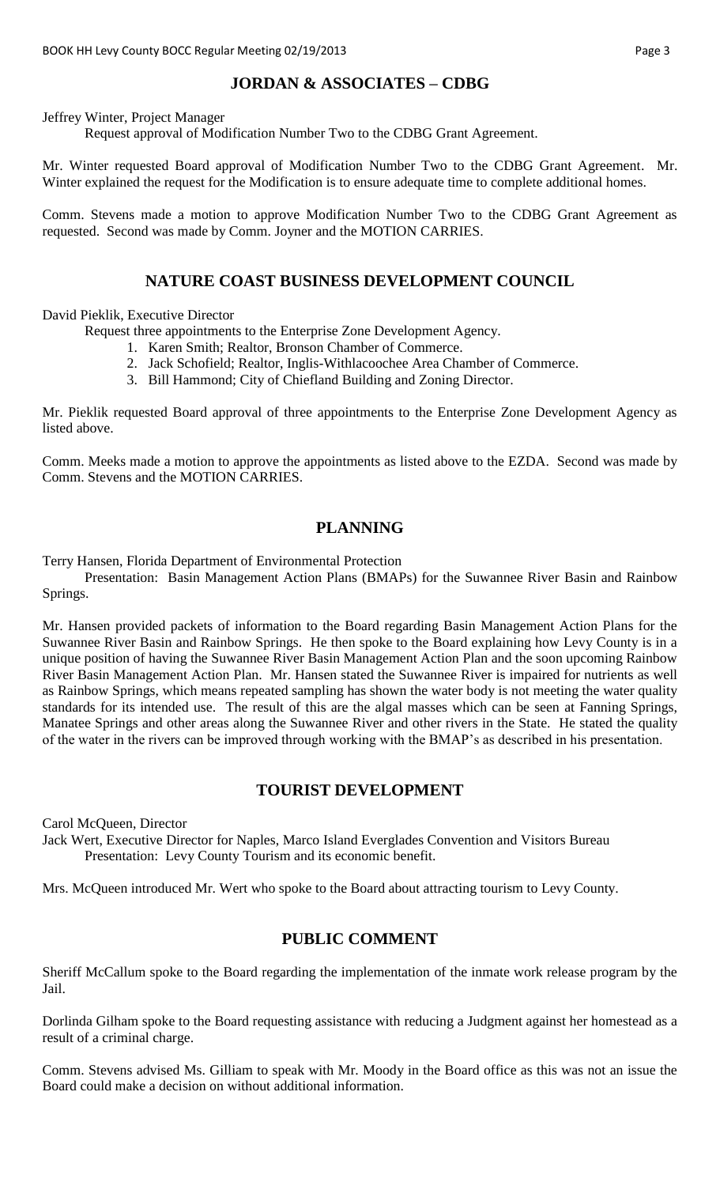## JORDAN & ASSOCIATES – CDBG

Jeffrey Winter, Project Manager

Request approval of Modification Number Two to the CDBG Grant Agreement.

Mr. Winter requested Board approval of Modification Number Two to the CDBG Grant Agreement. Mr. Winter explained the request for the Modification is to ensure adequate time to complete additional homes.

Comm. Stevens made a motion to approve Modification Number Two to the CDBG Grant Agreement as requested. Second was made by Comm. Joyner and the MOTION CARRIES.

## NATURE COAST BUSINESS DEVELOPMENT COUNCIL

David Pieklik, Executive Director

Request three appointments to the Enterprise Zone Development Agency.

1. Karen Smith; Realtor, Bronson Chamber of Commerce.
2. Jack Schofield; Realtor, Inglis-Withlacoochee Area Chamber of Commerce.
3. Bill Hammond; City of Chiefland Building and Zoning Director.

Mr. Pieklik requested Board approval of three appointments to the Enterprise Zone Development Agency as listed above.

Comm. Meeks made a motion to approve the appointments as listed above to the EZDA. Second was made by Comm. Stevens and the MOTION CARRIES.

## PLANNING

Terry Hansen, Florida Department of Environmental Protection

Presentation: Basin Management Action Plans (BMAPs) for the Suwannee River Basin and Rainbow Springs.

Mr. Hansen provided packets of information to the Board regarding Basin Management Action Plans for the Suwannee River Basin and Rainbow Springs. He then spoke to the Board explaining how Levy County is in a unique position of having the Suwannee River Basin Management Action Plan and the soon upcoming Rainbow River Basin Management Action Plan. Mr. Hansen stated the Suwannee River is impaired for nutrients as well as Rainbow Springs, which means repeated sampling has shown the water body is not meeting the water quality standards for its intended use. The result of this are the algal masses which can be seen at Fanning Springs, Manatee Springs and other areas along the Suwannee River and other rivers in the State. He stated the quality of the water in the rivers can be improved through working with the BMAP's as described in his presentation.

## TOURIST DEVELOPMENT

Carol McQueen, Director

Jack Wert, Executive Director for Naples, Marco Island Everglades Convention and Visitors Bureau

Presentation: Levy County Tourism and its economic benefit.

Mrs. McQueen introduced Mr. Wert who spoke to the Board about attracting tourism to Levy County.

## PUBLIC COMMENT

Sheriff McCallum spoke to the Board regarding the implementation of the inmate work release program by the Jail.

Dorlinda Gilham spoke to the Board requesting assistance with reducing a Judgment against her homestead as a result of a criminal charge.

Comm. Stevens advised Ms. Gilliam to speak with Mr. Moody in the Board office as this was not an issue the Board could make a decision on without additional information.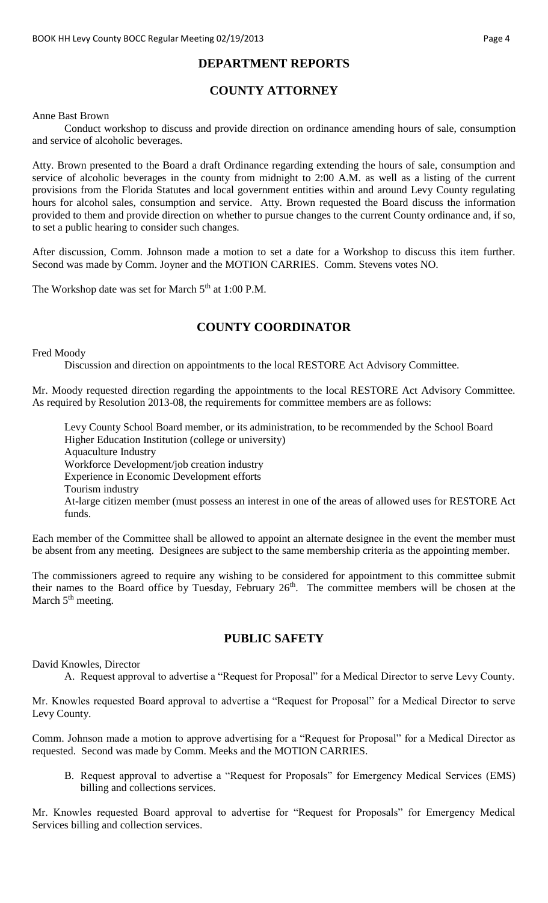## DEPARTMENT REPORTS

## COUNTY ATTORNEY

Anne Bast Brown

Conduct workshop to discuss and provide direction on ordinance amending hours of sale, consumption and service of alcoholic beverages.

Atty. Brown presented to the Board a draft Ordinance regarding extending the hours of sale, consumption and service of alcoholic beverages in the county from midnight to 2:00 A.M. as well as a listing of the current provisions from the Florida Statutes and local government entities within and around Levy County regulating hours for alcohol sales, consumption and service. Atty. Brown requested the Board discuss the information provided to them and provide direction on whether to pursue changes to the current County ordinance and, if so, to set a public hearing to consider such changes.

After discussion, Comm. Johnson made a motion to set a date for a Workshop to discuss this item further. Second was made by Comm. Joyner and the MOTION CARRIES. Comm. Stevens votes NO.

The Workshop date was set for March 5th at 1:00 P.M.

## COUNTY COORDINATOR

Fred Moody

Discussion and direction on appointments to the local RESTORE Act Advisory Committee.

Mr. Moody requested direction regarding the appointments to the local RESTORE Act Advisory Committee. As required by Resolution 2013-08, the requirements for committee members are as follows:

Levy County School Board member, or its administration, to be recommended by the School Board
Higher Education Institution (college or university)
Aquaculture Industry
Workforce Development/job creation industry
Experience in Economic Development efforts
Tourism industry
At-large citizen member (must possess an interest in one of the areas of allowed uses for RESTORE Act funds.

Each member of the Committee shall be allowed to appoint an alternate designee in the event the member must be absent from any meeting. Designees are subject to the same membership criteria as the appointing member.

The commissioners agreed to require any wishing to be considered for appointment to this committee submit their names to the Board office by Tuesday, February 26th. The committee members will be chosen at the March 5th meeting.

## PUBLIC SAFETY

David Knowles, Director

A. Request approval to advertise a "Request for Proposal" for a Medical Director to serve Levy County.

Mr. Knowles requested Board approval to advertise a "Request for Proposal" for a Medical Director to serve Levy County.

Comm. Johnson made a motion to approve advertising for a "Request for Proposal" for a Medical Director as requested. Second was made by Comm. Meeks and the MOTION CARRIES.

B. Request approval to advertise a "Request for Proposals" for Emergency Medical Services (EMS) billing and collections services.

Mr. Knowles requested Board approval to advertise for "Request for Proposals" for Emergency Medical Services billing and collection services.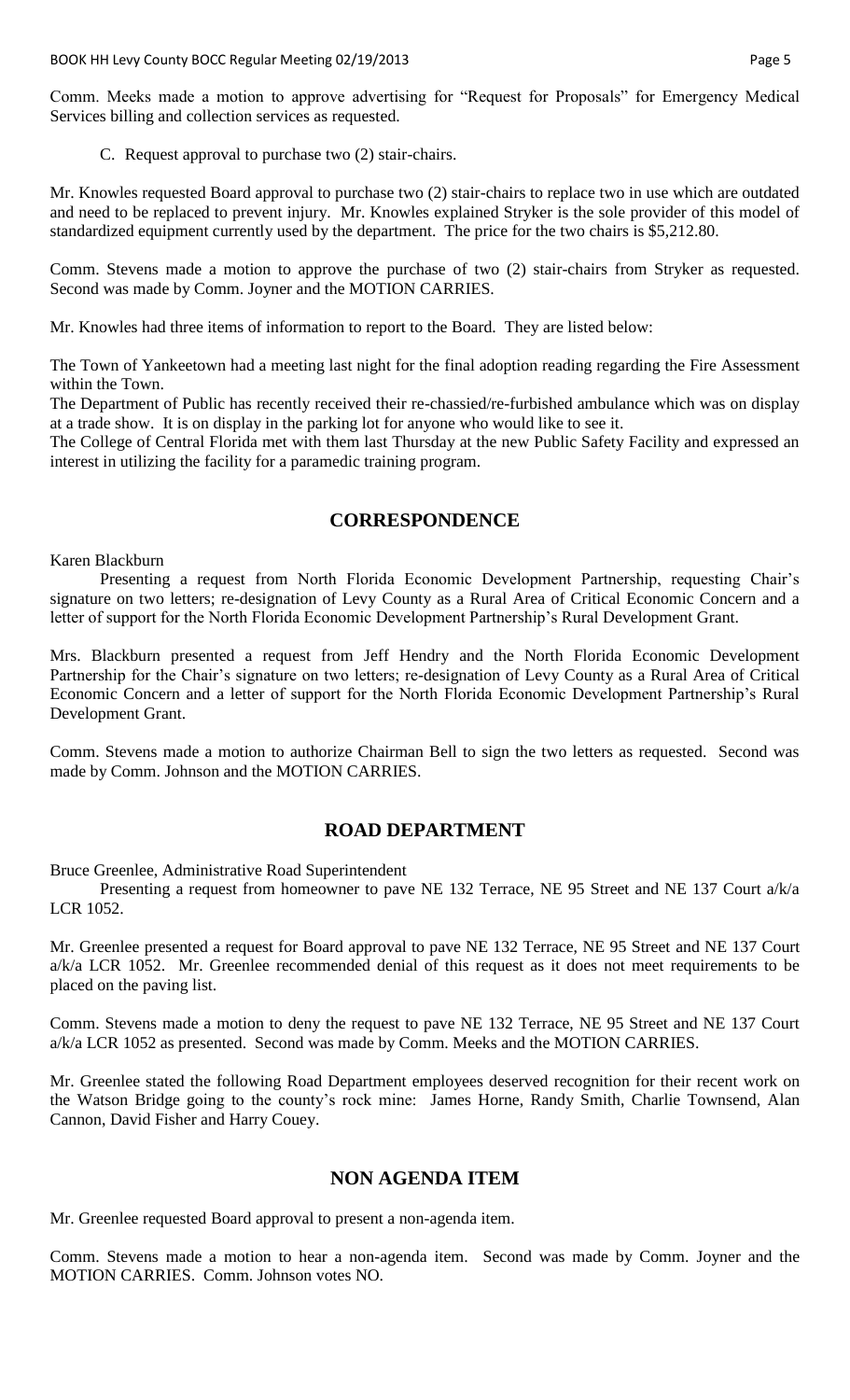Comm. Meeks made a motion to approve advertising for "Request for Proposals" for Emergency Medical Services billing and collection services as requested.

C. Request approval to purchase two (2) stair-chairs.

Mr. Knowles requested Board approval to purchase two (2) stair-chairs to replace two in use which are outdated and need to be replaced to prevent injury. Mr. Knowles explained Stryker is the sole provider of this model of standardized equipment currently used by the department. The price for the two chairs is $5,212.80.

Comm. Stevens made a motion to approve the purchase of two (2) stair-chairs from Stryker as requested. Second was made by Comm. Joyner and the MOTION CARRIES.

Mr. Knowles had three items of information to report to the Board. They are listed below:

The Town of Yankeetown had a meeting last night for the final adoption reading regarding the Fire Assessment within the Town.

The Department of Public has recently received their re-chassied/re-furbished ambulance which was on display at a trade show. It is on display in the parking lot for anyone who would like to see it.

The College of Central Florida met with them last Thursday at the new Public Safety Facility and expressed an interest in utilizing the facility for a paramedic training program.

## CORRESPONDENCE

Karen Blackburn

Presenting a request from North Florida Economic Development Partnership, requesting Chair's signature on two letters; re-designation of Levy County as a Rural Area of Critical Economic Concern and a letter of support for the North Florida Economic Development Partnership's Rural Development Grant.

Mrs. Blackburn presented a request from Jeff Hendry and the North Florida Economic Development Partnership for the Chair's signature on two letters; re-designation of Levy County as a Rural Area of Critical Economic Concern and a letter of support for the North Florida Economic Development Partnership's Rural Development Grant.

Comm. Stevens made a motion to authorize Chairman Bell to sign the two letters as requested. Second was made by Comm. Johnson and the MOTION CARRIES.

## ROAD DEPARTMENT

Bruce Greenlee, Administrative Road Superintendent

Presenting a request from homeowner to pave NE 132 Terrace, NE 95 Street and NE 137 Court a/k/a LCR 1052.

Mr. Greenlee presented a request for Board approval to pave NE 132 Terrace, NE 95 Street and NE 137 Court a/k/a LCR 1052. Mr. Greenlee recommended denial of this request as it does not meet requirements to be placed on the paving list.

Comm. Stevens made a motion to deny the request to pave NE 132 Terrace, NE 95 Street and NE 137 Court a/k/a LCR 1052 as presented. Second was made by Comm. Meeks and the MOTION CARRIES.

Mr. Greenlee stated the following Road Department employees deserved recognition for their recent work on the Watson Bridge going to the county's rock mine: James Horne, Randy Smith, Charlie Townsend, Alan Cannon, David Fisher and Harry Couey.

## NON AGENDA ITEM

Mr. Greenlee requested Board approval to present a non-agenda item.

Comm. Stevens made a motion to hear a non-agenda item. Second was made by Comm. Joyner and the MOTION CARRIES. Comm. Johnson votes NO.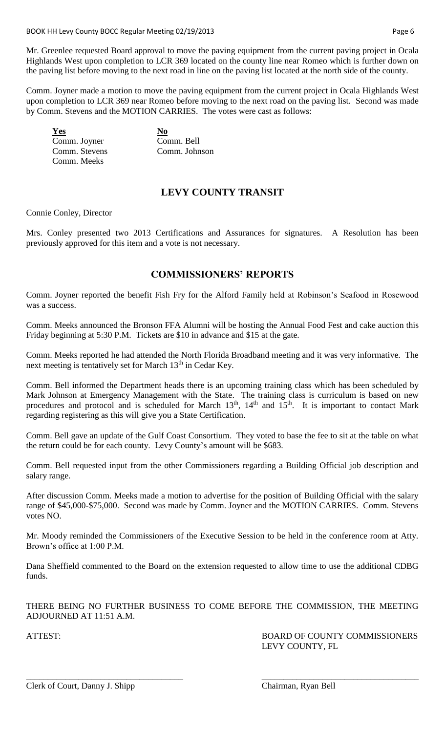Mr. Greenlee requested Board approval to move the paving equipment from the current paving project in Ocala Highlands West upon completion to LCR 369 located on the county line near Romeo which is further down on the paving list before moving to the next road in line on the paving list located at the north side of the county.

Comm. Joyner made a motion to move the paving equipment from the current project in Ocala Highlands West upon completion to LCR 369 near Romeo before moving to the next road on the paving list. Second was made by Comm. Stevens and the MOTION CARRIES. The votes were cast as follows:

| Yes | No |
|---|---|
| Comm. Joyner | Comm. Bell |
| Comm. Stevens | Comm. Johnson |
| Comm. Meeks | |

## LEVY COUNTY TRANSIT

Connie Conley, Director

Mrs. Conley presented two 2013 Certifications and Assurances for signatures. A Resolution has been previously approved for this item and a vote is not necessary.

## COMMISSIONERS' REPORTS

Comm. Joyner reported the benefit Fish Fry for the Alford Family held at Robinson's Seafood in Rosewood was a success.

Comm. Meeks announced the Bronson FFA Alumni will be hosting the Annual Food Fest and cake auction this Friday beginning at 5:30 P.M. Tickets are $10 in advance and $15 at the gate.

Comm. Meeks reported he had attended the North Florida Broadband meeting and it was very informative. The next meeting is tentatively set for March 13th in Cedar Key.

Comm. Bell informed the Department heads there is an upcoming training class which has been scheduled by Mark Johnson at Emergency Management with the State. The training class is curriculum is based on new procedures and protocol and is scheduled for March 13th, 14th and 15th. It is important to contact Mark regarding registering as this will give you a State Certification.

Comm. Bell gave an update of the Gulf Coast Consortium. They voted to base the fee to sit at the table on what the return could be for each county. Levy County's amount will be $683.

Comm. Bell requested input from the other Commissioners regarding a Building Official job description and salary range.

After discussion Comm. Meeks made a motion to advertise for the position of Building Official with the salary range of $45,000-$75,000. Second was made by Comm. Joyner and the MOTION CARRIES. Comm. Stevens votes NO.

Mr. Moody reminded the Commissioners of the Executive Session to be held in the conference room at Atty. Brown's office at 1:00 P.M.

Dana Sheffield commented to the Board on the extension requested to allow time to use the additional CDBG funds.

THERE BEING NO FURTHER BUSINESS TO COME BEFORE THE COMMISSION, THE MEETING ADJOURNED AT 11:51 A.M.

ATTEST:

BOARD OF COUNTY COMMISSIONERS
LEVY COUNTY, FL

\_\_\_\_\_\_\_\_\_\_\_\_\_\_\_\_\_\_\_\_\_\_\_\_\_\_\_\_\_\_\_\_\_\_\_\_
Clerk of Court, Danny J. Shipp

\_\_\_\_\_\_\_\_\_\_\_\_\_\_\_\_\_\_\_\_\_\_\_\_\_\_\_\_\_\_\_\_\_\_\_\_
Chairman, Ryan Bell